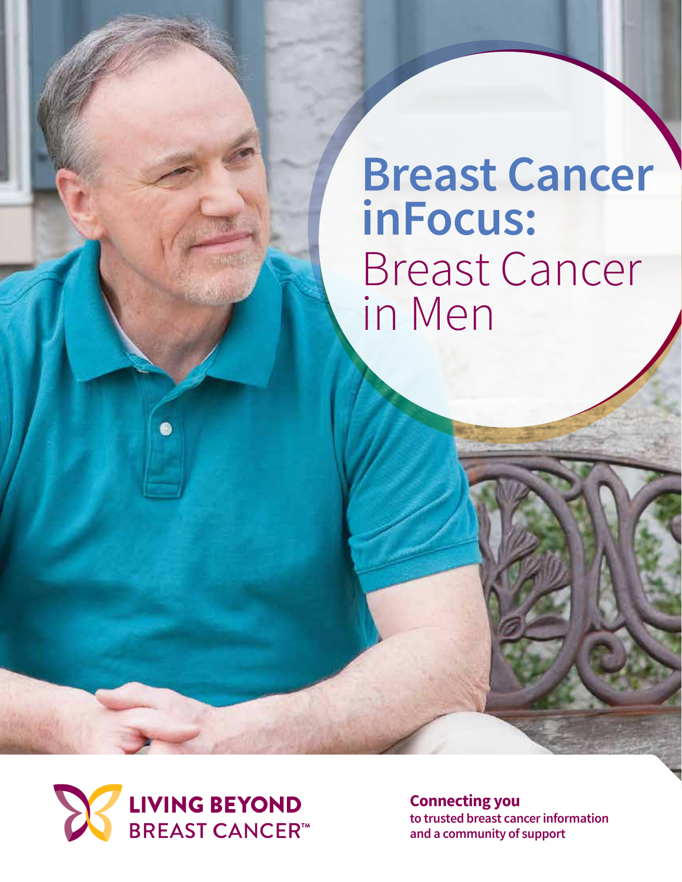# Breast Cancer inFocus: Breast Cancer in Men

LIVING BEYOND BREAST CANCER™

**Connecting you**
**to trusted breast cancer information and a community of support**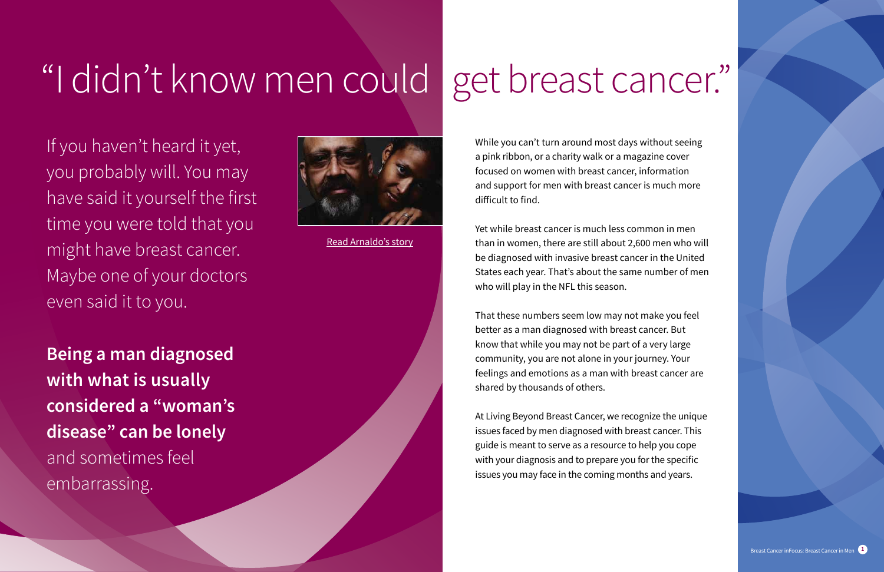# "I didn't know men could get breast cancer."

If you haven't heard it yet, you probably will. You may have said it yourself the first time you were told that you might have breast cancer. Maybe one of your doctors even said it to you.

**Being a man diagnosed with what is usually considered a "woman's disease" can be lonely** and sometimes feel embarrassing.

Read Arnaldo's story

While you can't turn around most days without seeing a pink ribbon, or a charity walk or a magazine cover focused on women with breast cancer, information and support for men with breast cancer is much more difficult to find.

Yet while breast cancer is much less common in men than in women, there are still about 2,600 men who will be diagnosed with invasive breast cancer in the United States each year. That's about the same number of men who will play in the NFL this season.

That these numbers seem low may not make you feel better as a man diagnosed with breast cancer. But know that while you may not be part of a very large community, you are not alone in your journey. Your feelings and emotions as a man with breast cancer are shared by thousands of others.

At Living Beyond Breast Cancer, we recognize the unique issues faced by men diagnosed with breast cancer. This guide is meant to serve as a resource to help you cope with your diagnosis and to prepare you for the specific issues you may face in the coming months and years.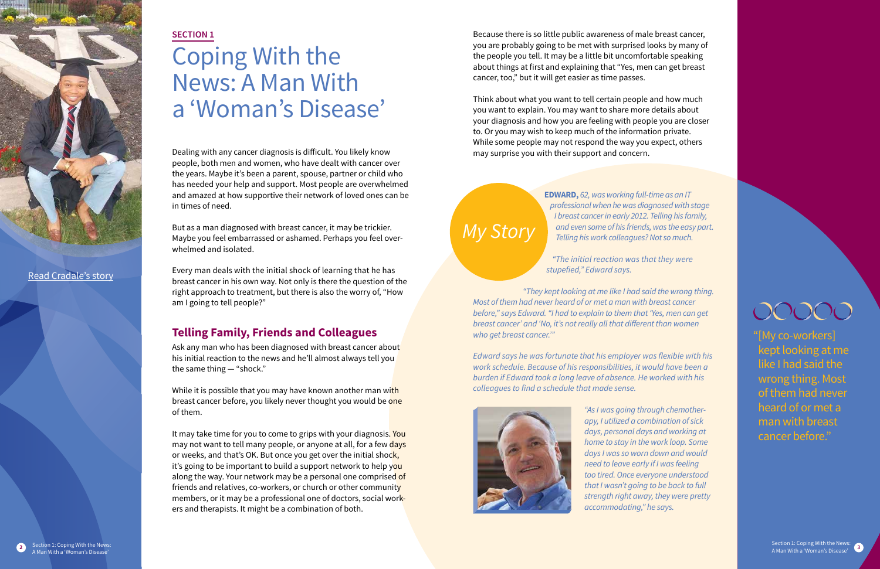**SECTION 1**

# Coping With the News: A Man With a 'Woman's Disease'

Read Cradale's story

Dealing with any cancer diagnosis is difficult. You likely know people, both men and women, who have dealt with cancer over the years. Maybe it's been a parent, spouse, partner or child who has needed your help and support. Most people are overwhelmed and amazed at how supportive their network of loved ones can be in times of need.

But as a man diagnosed with breast cancer, it may be trickier. Maybe you feel embarrassed or ashamed. Perhaps you feel overwhelmed and isolated.

Every man deals with the initial shock of learning that he has breast cancer in his own way. Not only is there the question of the right approach to treatment, but there is also the worry of, "How am I going to tell people?"

## Telling Family, Friends and Colleagues

Ask any man who has been diagnosed with breast cancer about his initial reaction to the news and he'll almost always tell you the same thing — "shock."

While it is possible that you may have known another man with breast cancer before, you likely never thought you would be one of them.

It may take time for you to come to grips with your diagnosis. You may not want to tell many people, or anyone at all, for a few days or weeks, and that's OK. But once you get over the initial shock, it's going to be important to build a support network to help you along the way. Your network may be a personal one comprised of friends and relatives, co-workers, or church or other community members, or it may be a professional one of doctors, social workers and therapists. It might be a combination of both.

Because there is so little public awareness of male breast cancer, you are probably going to be met with surprised looks by many of the people you tell. It may be a little bit uncomfortable speaking about things at first and explaining that "Yes, men can get breast cancer, too," but it will get easier as time passes.

Think about what you want to tell certain people and how much you want to explain. You may want to share more details about your diagnosis and how you are feeling with people you are closer to. Or you may wish to keep much of the information private. While some people may not respond the way you expect, others may surprise you with their support and concern.

*My Story*

**EDWARD,** *62, was working full-time as an IT professional when he was diagnosed with stage I breast cancer in early 2012. Telling his family, and even some of his friends, was the easy part. Telling his work colleagues? Not so much.*

*"The initial reaction was that they were stupefied," Edward says.*

*"They kept looking at me like I had said the wrong thing. Most of them had never heard of or met a man with breast cancer before," says Edward. "I had to explain to them that 'Yes, men can get breast cancer' and 'No, it's not really all that different than women who get breast cancer.'"*

*Edward says he was fortunate that his employer was flexible with his work schedule. Because of his responsibilities, it would have been a burden if Edward took a long leave of absence. He worked with his colleagues to find a schedule that made sense.*

*"As I was going through chemotherapy, I utilized a combination of sick days, personal days and working at home to stay in the work loop. Some days I was so worn down and would need to leave early if I was feeling too tired. Once everyone understood that I wasn't going to be back to full strength right away, they were pretty accommodating," he says.*

"[My co-workers] kept looking at me like I had said the wrong thing. Most of them had never heard of or met a man with breast cancer before."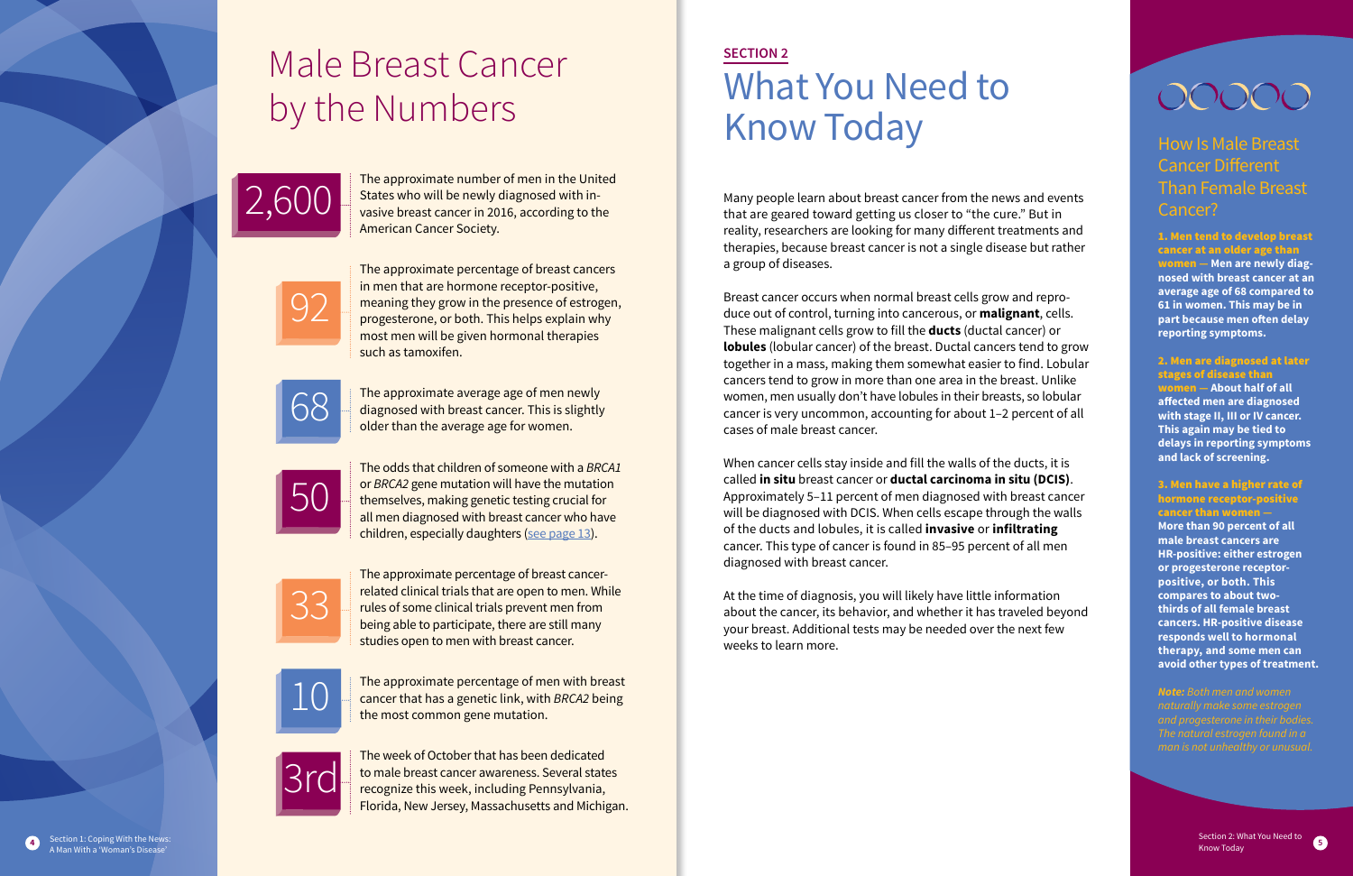# Male Breast Cancer by the Numbers

**2,600** — The approximate number of men in the United States who will be newly diagnosed with invasive breast cancer in 2016, according to the American Cancer Society.

**92** — The approximate percentage of breast cancers in men that are hormone receptor-positive, meaning they grow in the presence of estrogen, progesterone, or both. This helps explain why most men will be given hormonal therapies such as tamoxifen.

**68** — The approximate average age of men newly diagnosed with breast cancer. This is slightly older than the average age for women.

**50** — The odds that children of someone with a *BRCA1* or *BRCA2* gene mutation will have the mutation themselves, making genetic testing crucial for all men diagnosed with breast cancer who have children, especially daughters (see page 13).

**33** — The approximate percentage of breast cancer-related clinical trials that are open to men. While rules of some clinical trials prevent men from being able to participate, there are still many studies open to men with breast cancer.

**10** — The approximate percentage of men with breast cancer that has a genetic link, with *BRCA2* being the most common gene mutation.

**3rd** — The week of October that has been dedicated to male breast cancer awareness. Several states recognize this week, including Pennsylvania, Florida, New Jersey, Massachusetts and Michigan.

**SECTION 2**

# What You Need to Know Today

Many people learn about breast cancer from the news and events that are geared toward getting us closer to "the cure." But in reality, researchers are looking for many different treatments and therapies, because breast cancer is not a single disease but rather a group of diseases.

Breast cancer occurs when normal breast cells grow and reproduce out of control, turning into cancerous, or **malignant**, cells. These malignant cells grow to fill the **ducts** (ductal cancer) or **lobules** (lobular cancer) of the breast. Ductal cancers tend to grow together in a mass, making them somewhat easier to find. Lobular cancers tend to grow in more than one area in the breast. Unlike women, men usually don't have lobules in their breasts, so lobular cancer is very uncommon, accounting for about 1–2 percent of all cases of male breast cancer.

When cancer cells stay inside and fill the walls of the ducts, it is called **in situ** breast cancer or **ductal carcinoma in situ (DCIS)**. Approximately 5–11 percent of men diagnosed with breast cancer will be diagnosed with DCIS. When cells escape through the walls of the ducts and lobules, it is called **invasive** or **infiltrating** cancer. This type of cancer is found in 85–95 percent of all men diagnosed with breast cancer.

At the time of diagnosis, you will likely have little information about the cancer, its behavior, and whether it has traveled beyond your breast. Additional tests may be needed over the next few weeks to learn more.

## How Is Male Breast Cancer Different Than Female Breast Cancer?

**1. Men tend to develop breast cancer at an older age than women — Men are newly diagnosed with breast cancer at an average age of 68 compared to 61 in women. This may be in part because men often delay reporting symptoms.**

**2. Men are diagnosed at later stages of disease than women — About half of all affected men are diagnosed with stage II, III or IV cancer. This again may be tied to delays in reporting symptoms and lack of screening.**

**3. Men have a higher rate of hormone receptor-positive cancer than women — More than 90 percent of all male breast cancers are HR-positive: either estrogen or progesterone receptor-positive, or both. This compares to about two-thirds of all female breast cancers. HR-positive disease responds well to hormonal therapy, and some men can avoid other types of treatment.**

***Note:*** *Both men and women naturally make some estrogen and progesterone in their bodies. The natural estrogen found in a man is not unhealthy or unusual.*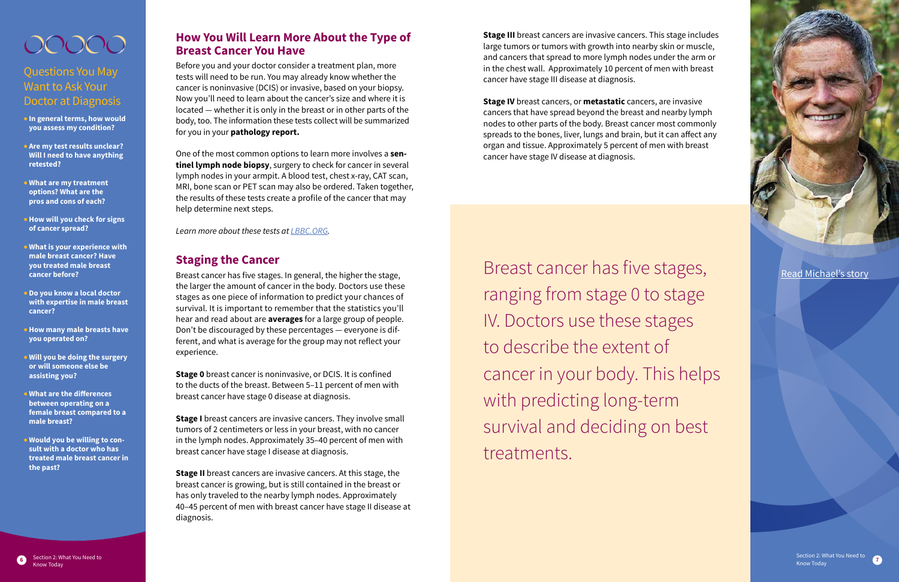## Questions You May Want to Ask Your Doctor at Diagnosis

- **In general terms, how would you assess my condition?**
- **Are my test results unclear? Will I need to have anything retested?**
- **What are my treatment options? What are the pros and cons of each?**
- **How will you check for signs of cancer spread?**
- **What is your experience with male breast cancer? Have you treated male breast cancer before?**
- **Do you know a local doctor with expertise in male breast cancer?**
- **How many male breasts have you operated on?**
- **Will you be doing the surgery or will someone else be assisting you?**
- **What are the differences between operating on a female breast compared to a male breast?**
- **Would you be willing to consult with a doctor who has treated male breast cancer in the past?**

## How You Will Learn More About the Type of Breast Cancer You Have

Before you and your doctor consider a treatment plan, more tests will need to be run. You may already know whether the cancer is noninvasive (DCIS) or invasive, based on your biopsy. Now you'll need to learn about the cancer's size and where it is located — whether it is only in the breast or in other parts of the body, too. The information these tests collect will be summarized for you in your **pathology report.**

One of the most common options to learn more involves a **sentinel lymph node biopsy**, surgery to check for cancer in several lymph nodes in your armpit. A blood test, chest x-ray, CAT scan, MRI, bone scan or PET scan may also be ordered. Taken together, the results of these tests create a profile of the cancer that may help determine next steps.

*Learn more about these tests at LBBC.ORG.*

## Staging the Cancer

Breast cancer has five stages. In general, the higher the stage, the larger the amount of cancer in the body. Doctors use these stages as one piece of information to predict your chances of survival. It is important to remember that the statistics you'll hear and read about are **averages** for a large group of people. Don't be discouraged by these percentages — everyone is different, and what is average for the group may not reflect your experience.

**Stage 0** breast cancer is noninvasive, or DCIS. It is confined to the ducts of the breast. Between 5–11 percent of men with breast cancer have stage 0 disease at diagnosis.

**Stage I** breast cancers are invasive cancers. They involve small tumors of 2 centimeters or less in your breast, with no cancer in the lymph nodes. Approximately 35–40 percent of men with breast cancer have stage I disease at diagnosis.

**Stage II** breast cancers are invasive cancers. At this stage, the breast cancer is growing, but is still contained in the breast or has only traveled to the nearby lymph nodes. Approximately 40–45 percent of men with breast cancer have stage II disease at diagnosis.

**Stage III** breast cancers are invasive cancers. This stage includes large tumors or tumors with growth into nearby skin or muscle, and cancers that spread to more lymph nodes under the arm or in the chest wall. Approximately 10 percent of men with breast cancer have stage III disease at diagnosis.

**Stage IV** breast cancers, or **metastatic** cancers, are invasive cancers that have spread beyond the breast and nearby lymph nodes to other parts of the body. Breast cancer most commonly spreads to the bones, liver, lungs and brain, but it can affect any organ and tissue. Approximately 5 percent of men with breast cancer have stage IV disease at diagnosis.

Breast cancer has five stages, ranging from stage 0 to stage IV. Doctors use these stages to describe the extent of cancer in your body. This helps with predicting long-term survival and deciding on best treatments.

Read Michael's story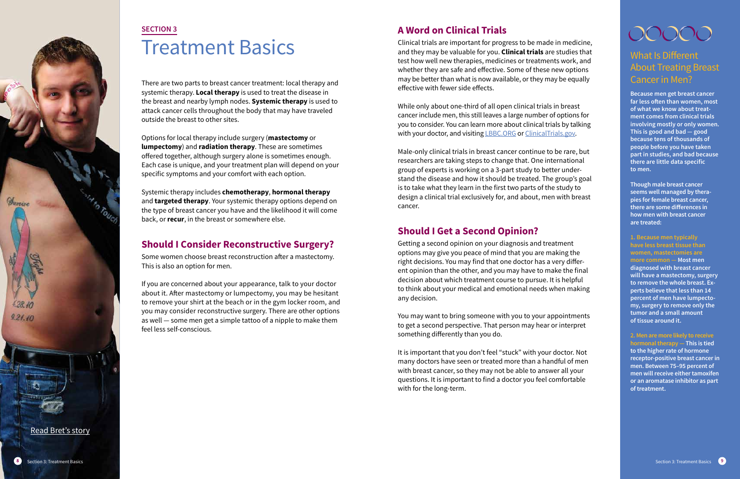"Read Bret's story"

SECTION 3

# Treatment Basics

There are two parts to breast cancer treatment: local therapy and systemic therapy. **Local therapy** is used to treat the disease in the breast and nearby lymph nodes. **Systemic therapy** is used to attack cancer cells throughout the body that may have traveled outside the breast to other sites.

Options for local therapy include surgery (**mastectomy** or **lumpectomy**) and **radiation therapy**. These are sometimes offered together, although surgery alone is sometimes enough. Each case is unique, and your treatment plan will depend on your specific symptoms and your comfort with each option.

Systemic therapy includes **chemotherapy**, **hormonal therapy** and **targeted therapy**. Your systemic therapy options depend on the type of breast cancer you have and the likelihood it will come back, or **recur**, in the breast or somewhere else.

## Should I Consider Reconstructive Surgery?

Some women choose breast reconstruction after a mastectomy. This is also an option for men.

If you are concerned about your appearance, talk to your doctor about it. After mastectomy or lumpectomy, you may be hesitant to remove your shirt at the beach or in the gym locker room, and you may consider reconstructive surgery. There are other options as well — some men get a simple tattoo of a nipple to make them feel less self-conscious.

## A Word on Clinical Trials

Clinical trials are important for progress to be made in medicine, and they may be valuable for you. **Clinical trials** are studies that test how well new therapies, medicines or treatments work, and whether they are safe and effective. Some of these new options may be better than what is now available, or they may be equally effective with fewer side effects.

While only about one-third of all open clinical trials in breast cancer include men, this still leaves a large number of options for you to consider. You can learn more about clinical trials by talking with your doctor, and visiting LBBC.ORG or ClinicalTrials.gov.

Male-only clinical trials in breast cancer continue to be rare, but researchers are taking steps to change that. One international group of experts is working on a 3-part study to better understand the disease and how it should be treated. The group's goal is to take what they learn in the first two parts of the study to design a clinical trial exclusively for, and about, men with breast cancer.

## Should I Get a Second Opinion?

Getting a second opinion on your diagnosis and treatment options may give you peace of mind that you are making the right decisions. You may find that one doctor has a very different opinion than the other, and you may have to make the final decision about which treatment course to pursue. It is helpful to think about your medical and emotional needs when making any decision.

You may want to bring someone with you to your appointments to get a second perspective. That person may hear or interpret something differently than you do.

It is important that you don't feel "stuck" with your doctor. Not many doctors have seen or treated more than a handful of men with breast cancer, so they may not be able to answer all your questions. It is important to find a doctor you feel comfortable with for the long-term.

## What Is Different About Treating Breast Cancer in Men?

**Because men get breast cancer far less often than women, most of what we know about treatment comes from clinical trials involving mostly or only women. This is good and bad — good because tens of thousands of people before you have taken part in studies, and bad because there are little data specific to men.**

**Though male breast cancer seems well managed by therapies for female breast cancer, there are some differences in how men with breast cancer are treated:**

**1. Because men typically have less breast tissue than women, mastectomies are more common — Most men diagnosed with breast cancer will have a mastectomy, surgery to remove the whole breast. Experts believe that less than 14 percent of men have lumpectomy, surgery to remove only the tumor and a small amount of tissue around it.**

**2. Men are more likely to receive hormonal therapy — This is tied to the higher rate of hormone receptor-positive breast cancer in men. Between 75–95 percent of men will receive either tamoxifen or an aromatase inhibitor as part of treatment.**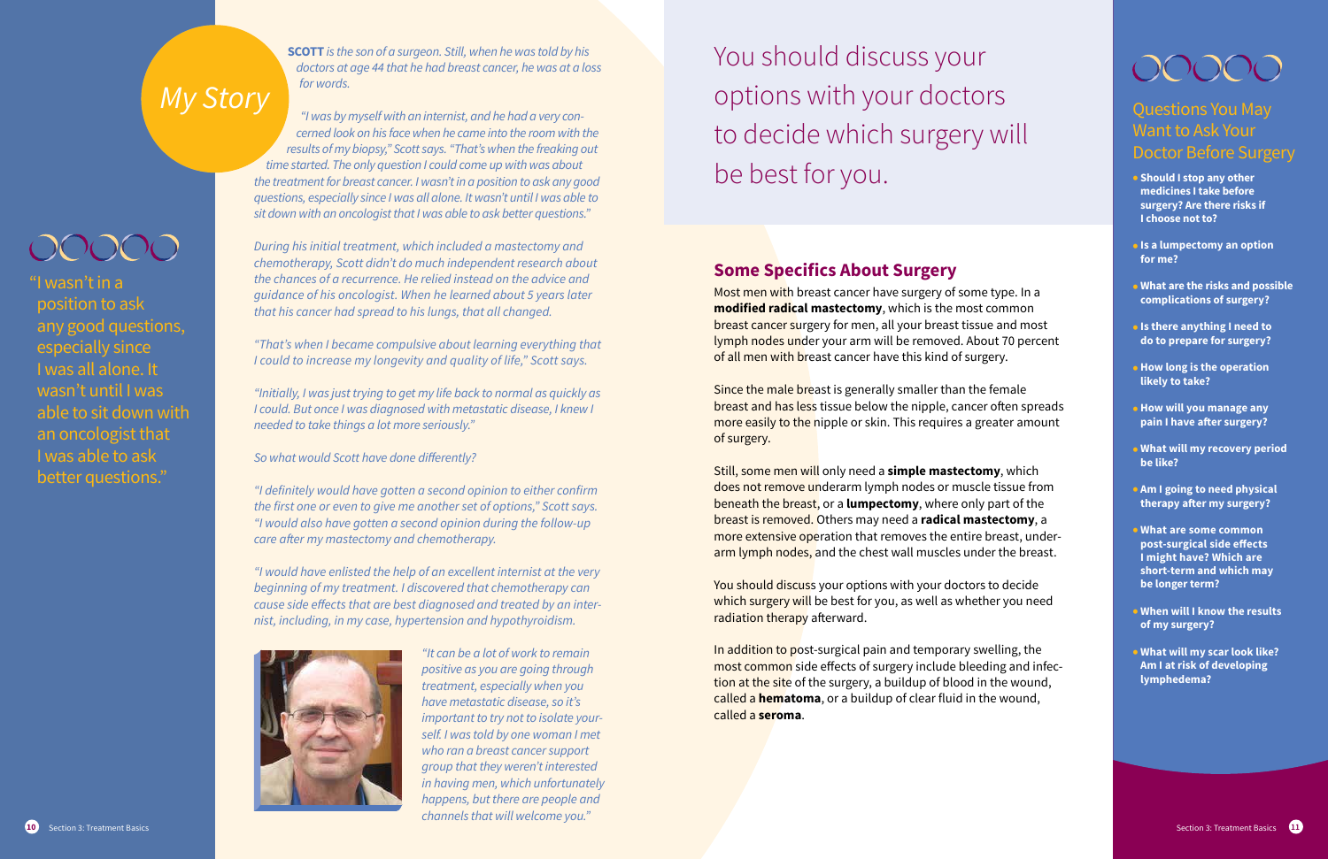## My Story

***SCOTT** is the son of a surgeon. Still, when he was told by his doctors at age 44 that he had breast cancer, he was at a loss for words.*

*"I was by myself with an internist, and he had a very concerned look on his face when he came into the room with the results of my biopsy," Scott says. "That's when the freaking out time started. The only question I could come up with was about the treatment for breast cancer. I wasn't in a position to ask any good questions, especially since I was all alone. It wasn't until I was able to sit down with an oncologist that I was able to ask better questions."*

*During his initial treatment, which included a mastectomy and chemotherapy, Scott didn't do much independent research about the chances of a recurrence. He relied instead on the advice and guidance of his oncologist. When he learned about 5 years later that his cancer had spread to his lungs, that all changed.*

*"That's when I became compulsive about learning everything that I could to increase my longevity and quality of life," Scott says.*

*"Initially, I was just trying to get my life back to normal as quickly as I could. But once I was diagnosed with metastatic disease, I knew I needed to take things a lot more seriously."*

*So what would Scott have done differently?*

*"I definitely would have gotten a second opinion to either confirm the first one or even to give me another set of options," Scott says. "I would also have gotten a second opinion during the follow-up care after my mastectomy and chemotherapy.*

*"I would have enlisted the help of an excellent internist at the very beginning of my treatment. I discovered that chemotherapy can cause side effects that are best diagnosed and treated by an internist, including, in my case, hypertension and hypothyroidism.*

*"It can be a lot of work to remain positive as you are going through treatment, especially when you have metastatic disease, so it's important to try not to isolate yourself. I was told by one woman I met who ran a breast cancer support group that they weren't interested in having men, which unfortunately happens, but there are people and channels that will welcome you."*

"I wasn't in a position to ask any good questions, especially since I was all alone. It wasn't until I was able to sit down with an oncologist that I was able to ask better questions."

You should discuss your options with your doctors to decide which surgery will be best for you.

## Some Specifics About Surgery

Most men with breast cancer have surgery of some type. In a **modified radical mastectomy**, which is the most common breast cancer surgery for men, all your breast tissue and most lymph nodes under your arm will be removed. About 70 percent of all men with breast cancer have this kind of surgery.

Since the male breast is generally smaller than the female breast and has less tissue below the nipple, cancer often spreads more easily to the nipple or skin. This requires a greater amount of surgery.

Still, some men will only need a **simple mastectomy**, which does not remove underarm lymph nodes or muscle tissue from beneath the breast, or a **lumpectomy**, where only part of the breast is removed. Others may need a **radical mastectomy**, a more extensive operation that removes the entire breast, underarm lymph nodes, and the chest wall muscles under the breast.

You should discuss your options with your doctors to decide which surgery will be best for you, as well as whether you need radiation therapy afterward.

In addition to post-surgical pain and temporary swelling, the most common side effects of surgery include bleeding and infection at the site of the surgery, a buildup of blood in the wound, called a **hematoma**, or a buildup of clear fluid in the wound, called a **seroma**.

## Questions You May Want to Ask Your Doctor Before Surgery

- **Should I stop any other medicines I take before surgery? Are there risks if I choose not to?**
- **Is a lumpectomy an option for me?**
- **What are the risks and possible complications of surgery?**
- **Is there anything I need to do to prepare for surgery?**
- **How long is the operation likely to take?**
- **How will you manage any pain I have after surgery?**
- **What will my recovery period be like?**
- **Am I going to need physical therapy after my surgery?**
- **What are some common post-surgical side effects I might have? Which are short-term and which may be longer term?**
- **When will I know the results of my surgery?**
- **What will my scar look like? Am I at risk of developing lymphedema?**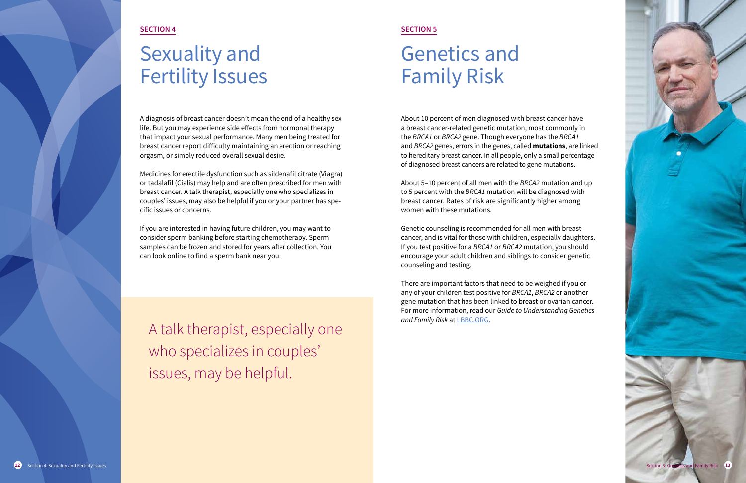SECTION 4

# Sexuality and Fertility Issues

A diagnosis of breast cancer doesn't mean the end of a healthy sex life. But you may experience side effects from hormonal therapy that impact your sexual performance. Many men being treated for breast cancer report difficulty maintaining an erection or reaching orgasm, or simply reduced overall sexual desire.

Medicines for erectile dysfunction such as sildenafil citrate (Viagra) or tadalafil (Cialis) may help and are often prescribed for men with breast cancer. A talk therapist, especially one who specializes in couples' issues, may also be helpful if you or your partner has specific issues or concerns.

If you are interested in having future children, you may want to consider sperm banking before starting chemotherapy. Sperm samples can be frozen and stored for years after collection. You can look online to find a sperm bank near you.

> A talk therapist, especially one who specializes in couples' issues, may be helpful.

SECTION 5

# Genetics and Family Risk

About 10 percent of men diagnosed with breast cancer have a breast cancer-related genetic mutation, most commonly in the *BRCA1* or *BRCA2* gene. Though everyone has the *BRCA1* and *BRCA2* genes, errors in the genes, called **mutations**, are linked to hereditary breast cancer. In all people, only a small percentage of diagnosed breast cancers are related to gene mutations.

About 5–10 percent of all men with the *BRCA2* mutation and up to 5 percent with the *BRCA1* mutation will be diagnosed with breast cancer. Rates of risk are significantly higher among women with these mutations.

Genetic counseling is recommended for all men with breast cancer, and is vital for those with children, especially daughters. If you test positive for a *BRCA1* or *BRCA2* mutation, you should encourage your adult children and siblings to consider genetic counseling and testing.

There are important factors that need to be weighed if you or any of your children test positive for *BRCA1*, *BRCA2* or another gene mutation that has been linked to breast or ovarian cancer. For more information, read our *Guide to Understanding Genetics and Family Risk* at LBBC.ORG.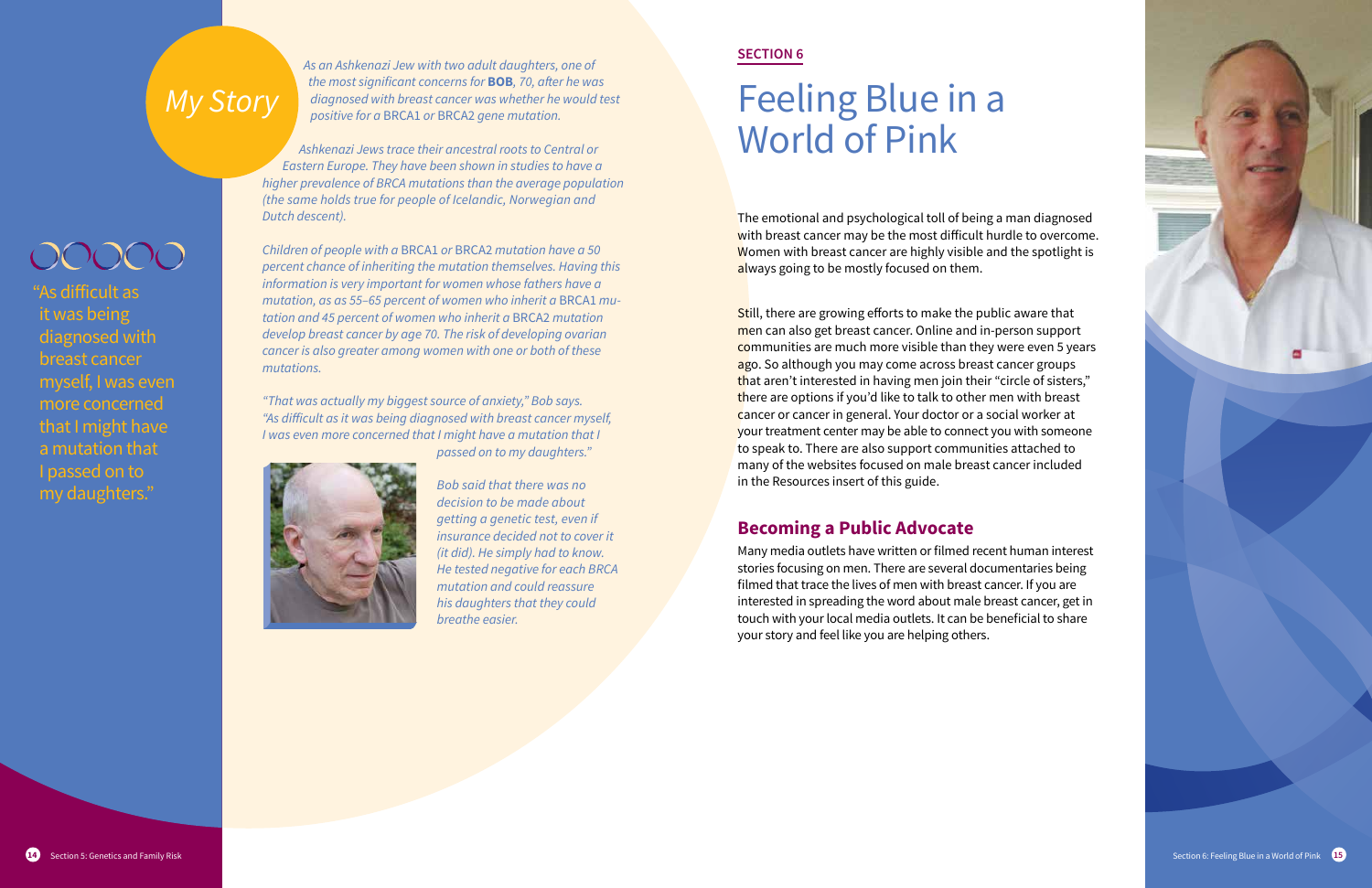## My Story

*As an Ashkenazi Jew with two adult daughters, one of the most significant concerns for* ***BOB****, 70, after he was diagnosed with breast cancer was whether he would test positive for a* BRCA1 *or* BRCA2 *gene mutation.*

*Ashkenazi Jews trace their ancestral roots to Central or Eastern Europe. They have been shown in studies to have a higher prevalence of BRCA mutations than the average population (the same holds true for people of Icelandic, Norwegian and Dutch descent).*

*Children of people with a* BRCA1 *or* BRCA2 *mutation have a 50 percent chance of inheriting the mutation themselves. Having this information is very important for women whose fathers have a mutation, as as 55–65 percent of women who inherit a* BRCA1 *mutation and 45 percent of women who inherit a* BRCA2 *mutation develop breast cancer by age 70. The risk of developing ovarian cancer is also greater among women with one or both of these mutations.*

*"That was actually my biggest source of anxiety," Bob says. "As difficult as it was being diagnosed with breast cancer myself, I was even more concerned that I might have a mutation that I passed on to my daughters."*

*Bob said that there was no decision to be made about getting a genetic test, even if insurance decided not to cover it (it did). He simply had to know. He tested negative for each BRCA mutation and could reassure his daughters that they could breathe easier.*

"As difficult as it was being diagnosed with breast cancer myself, I was even more concerned that I might have a mutation that I passed on to my daughters."

**SECTION 6**

# Feeling Blue in a World of Pink

The emotional and psychological toll of being a man diagnosed with breast cancer may be the most difficult hurdle to overcome. Women with breast cancer are highly visible and the spotlight is always going to be mostly focused on them.

Still, there are growing efforts to make the public aware that men can also get breast cancer. Online and in-person support communities are much more visible than they were even 5 years ago. So although you may come across breast cancer groups that aren't interested in having men join their "circle of sisters," there are options if you'd like to talk to other men with breast cancer or cancer in general. Your doctor or a social worker at your treatment center may be able to connect you with someone to speak to. There are also support communities attached to many of the websites focused on male breast cancer included in the Resources insert of this guide.

## Becoming a Public Advocate

Many media outlets have written or filmed recent human interest stories focusing on men. There are several documentaries being filmed that trace the lives of men with breast cancer. If you are interested in spreading the word about male breast cancer, get in touch with your local media outlets. It can be beneficial to share your story and feel like you are helping others.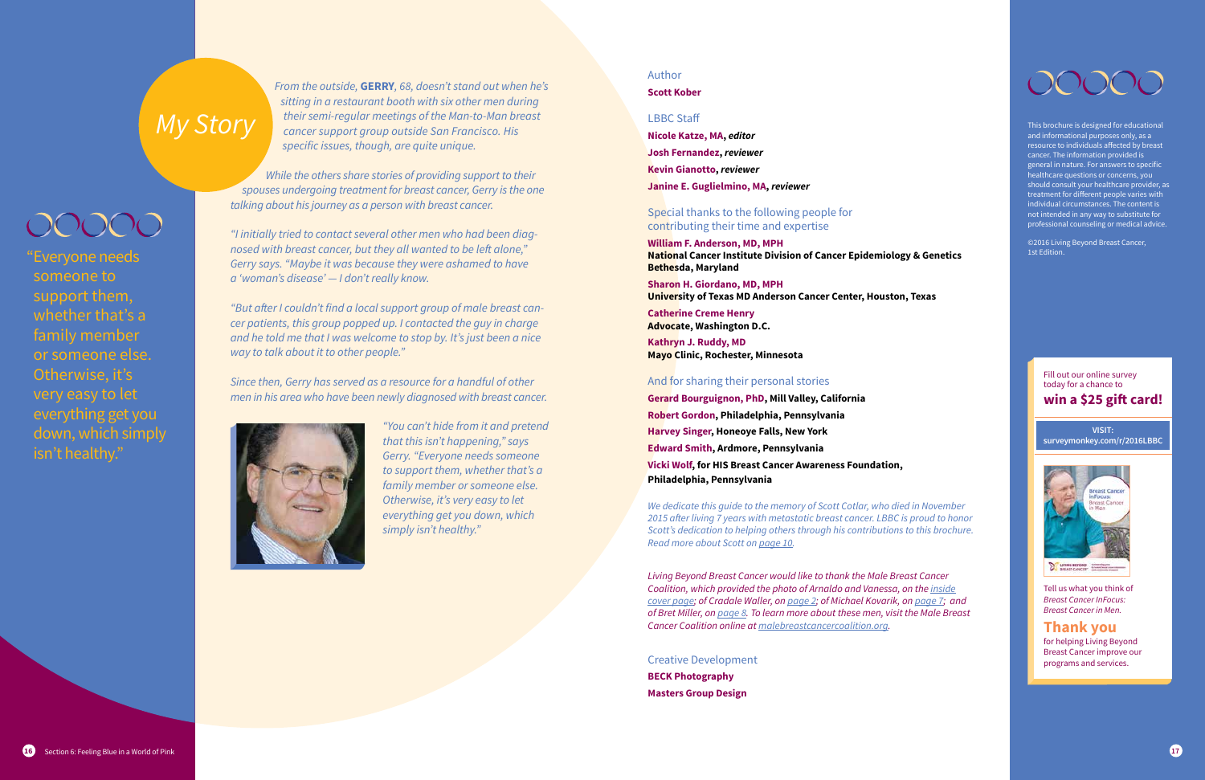# My Story

*From the outside,* ***GERRY****, 68, doesn't stand out when he's sitting in a restaurant booth with six other men during their semi-regular meetings of the Man-to-Man breast cancer support group outside San Francisco. His specific issues, though, are quite unique.*

*While the others share stories of providing support to their spouses undergoing treatment for breast cancer, Gerry is the one talking about his journey as a person with breast cancer.*

*"I initially tried to contact several other men who had been diagnosed with breast cancer, but they all wanted to be left alone," Gerry says. "Maybe it was because they were ashamed to have a 'woman's disease' — I don't really know.*

*"But after I couldn't find a local support group of male breast cancer patients, this group popped up. I contacted the guy in charge and he told me that I was welcome to stop by. It's just been a nice way to talk about it to other people."*

*Since then, Gerry has served as a resource for a handful of other men in his area who have been newly diagnosed with breast cancer.*

*"You can't hide from it and pretend that this isn't happening," says Gerry. "Everyone needs someone to support them, whether that's a family member or someone else. Otherwise, it's very easy to let everything get you down, which simply isn't healthy."*

"Everyone needs someone to support them, whether that's a family member or someone else. Otherwise, it's very easy to let everything get you down, which simply isn't healthy."

Author

**Scott Kober**

LBBC Staff

**Nicole Katze, MA,** ***editor***

**Josh Fernandez,** ***reviewer***

**Kevin Gianotto,** ***reviewer***

**Janine E. Guglielmino, MA,** ***reviewer***

Special thanks to the following people for contributing their time and expertise

**William F. Anderson, MD, MPH**
**National Cancer Institute Division of Cancer Epidemiology & Genetics Bethesda, Maryland**

**Sharon H. Giordano, MD, MPH**
**University of Texas MD Anderson Cancer Center, Houston, Texas**

**Catherine Creme Henry**
**Advocate, Washington D.C.**

**Kathryn J. Ruddy, MD**
**Mayo Clinic, Rochester, Minnesota**

And for sharing their personal stories

**Gerard Bourguignon, PhD, Mill Valley, California**

**Robert Gordon, Philadelphia, Pennsylvania**

**Harvey Singer, Honeoye Falls, New York**

**Edward Smith, Ardmore, Pennsylvania**

**Vicki Wolf, for HIS Breast Cancer Awareness Foundation, Philadelphia, Pennsylvania**

*We dedicate this guide to the memory of Scott Cotlar, who died in November 2015 after living 7 years with metastatic breast cancer. LBBC is proud to honor Scott's dedication to helping others through his contributions to this brochure. Read more about Scott on page 10.*

*Living Beyond Breast Cancer would like to thank the Male Breast Cancer Coalition, which provided the photo of Arnaldo and Vanessa, on the inside cover page; of Cradale Waller, on page 2; of Michael Kovarik, on page 7; and of Bret Miller, on page 8. To learn more about these men, visit the Male Breast Cancer Coalition online at malebreastcancercoalition.org.*

Creative Development

**BECK Photography**

**Masters Group Design**

This brochure is designed for educational and informational purposes only, as a resource to individuals affected by breast cancer. The information provided is general in nature. For answers to specific healthcare questions or concerns, you should consult your healthcare provider, as treatment for different people varies with individual circumstances. The content is not intended in any way to substitute for professional counseling or medical advice.

©2016 Living Beyond Breast Cancer, 1st Edition.

Fill out our online survey today for a chance to

**win a $25 gift card!**

**VISIT: surveymonkey.com/r/2016LBBC**

Tell us what you think of *Breast Cancer InFocus: Breast Cancer in Men.*

**Thank you**

for helping Living Beyond Breast Cancer improve our programs and services.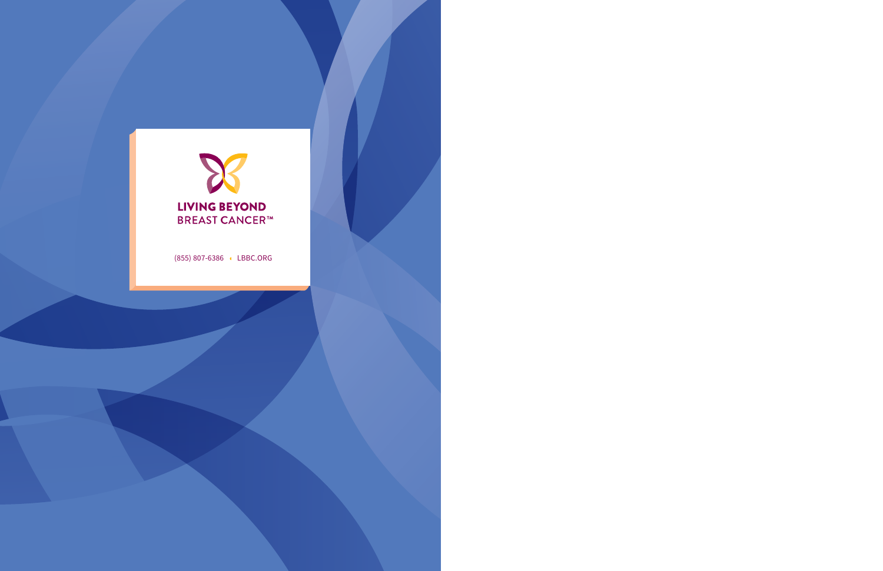LIVING BEYOND BREAST CANCER™

(855) 807-6386 • LBBC.ORG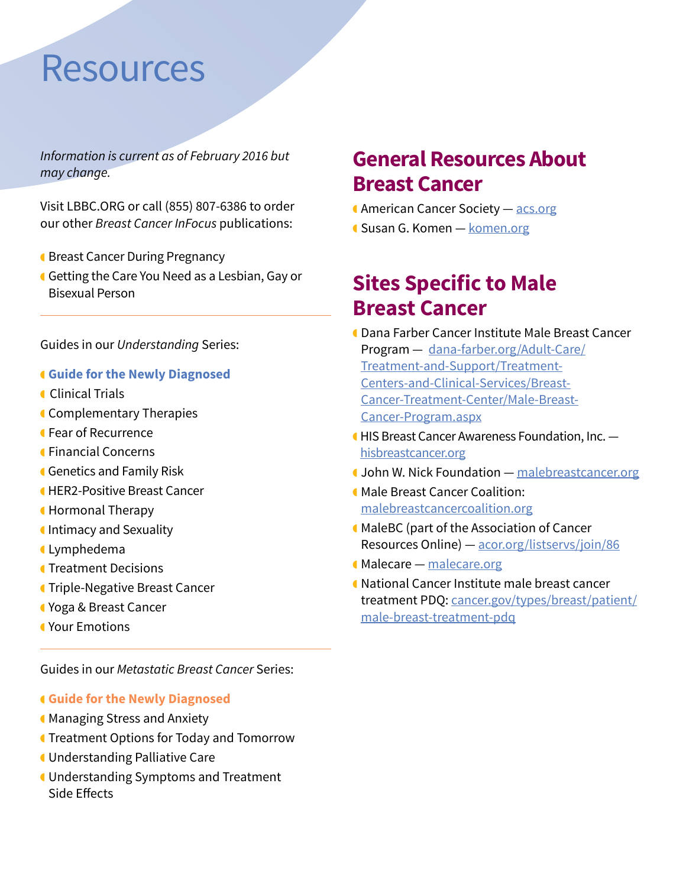# Resources

*Information is current as of February 2016 but may change.*

Visit LBBC.ORG or call (855) 807-6386 to order our other *Breast Cancer InFocus* publications:

- Breast Cancer During Pregnancy
- Getting the Care You Need as a Lesbian, Gay or Bisexual Person

---

Guides in our *Understanding* Series:

- **Guide for the Newly Diagnosed**
- Clinical Trials
- Complementary Therapies
- Fear of Recurrence
- Financial Concerns
- Genetics and Family Risk
- HER2-Positive Breast Cancer
- Hormonal Therapy
- Intimacy and Sexuality
- Lymphedema
- Treatment Decisions
- Triple-Negative Breast Cancer
- Yoga & Breast Cancer
- Your Emotions

---

Guides in our *Metastatic Breast Cancer* Series:

- **Guide for the Newly Diagnosed**
- Managing Stress and Anxiety
- Treatment Options for Today and Tomorrow
- Understanding Palliative Care
- Understanding Symptoms and Treatment Side Effects

## General Resources About Breast Cancer

- American Cancer Society — acs.org
- Susan G. Komen — komen.org

## Sites Specific to Male Breast Cancer

- Dana Farber Cancer Institute Male Breast Cancer Program — dana-farber.org/Adult-Care/Treatment-and-Support/Treatment-Centers-and-Clinical-Services/Breast-Cancer-Treatment-Center/Male-Breast-Cancer-Program.aspx
- HIS Breast Cancer Awareness Foundation, Inc. — hisbreastcancer.org
- John W. Nick Foundation — malebreastcancer.org
- Male Breast Cancer Coalition: malebreastcancercoalition.org
- MaleBC (part of the Association of Cancer Resources Online) — acor.org/listservs/join/86
- Malecare — malecare.org
- National Cancer Institute male breast cancer treatment PDQ: cancer.gov/types/breast/patient/male-breast-treatment-pdq